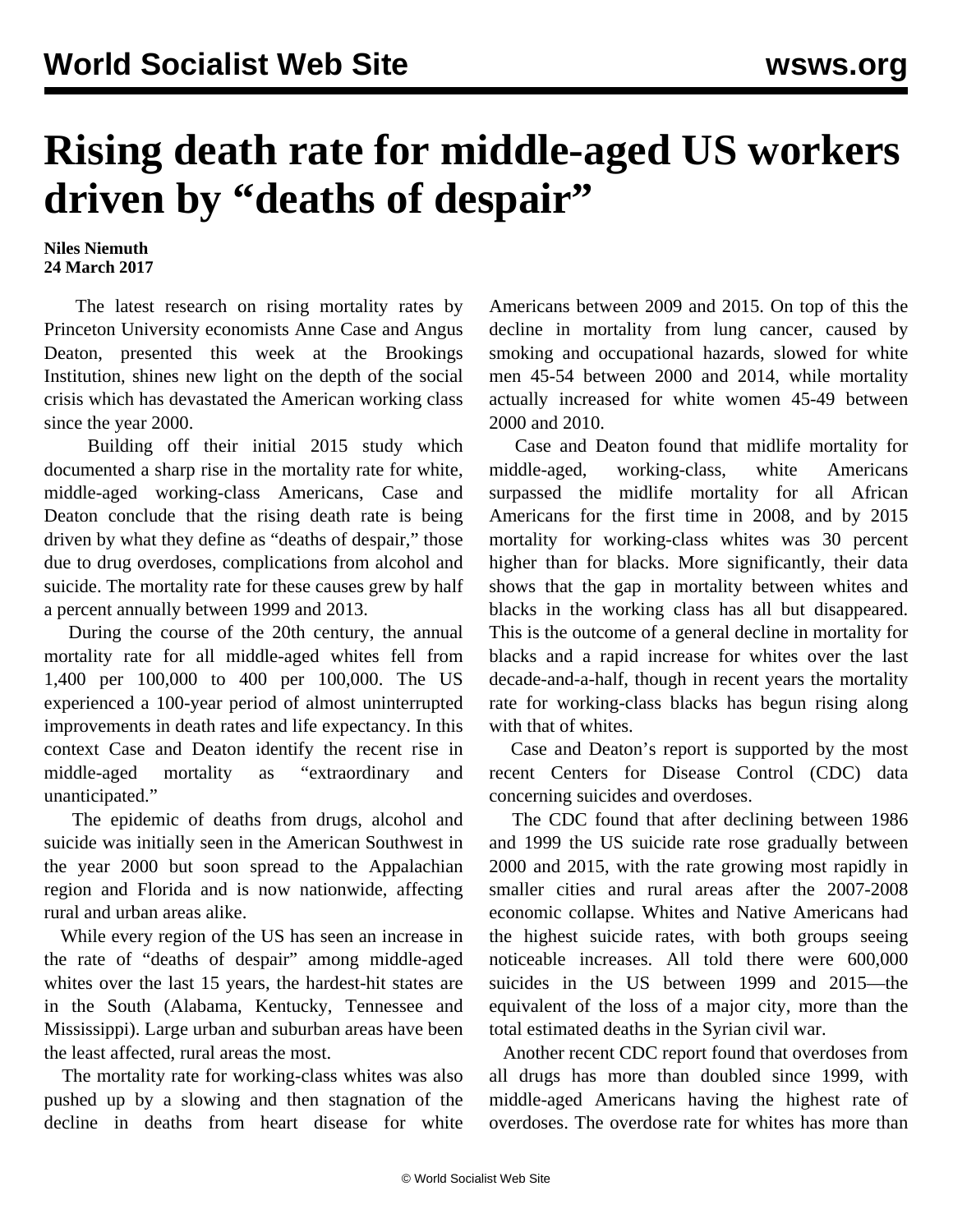# Rising death rate for middle-aged US workers driven by "deaths of despair"

**Niles Niemuth**
**24 March 2017**

The latest research on rising mortality rates by Princeton University economists Anne Case and Angus Deaton, presented this week at the Brookings Institution, shines new light on the depth of the social crisis which has devastated the American working class since the year 2000.

Building off their initial 2015 study which documented a sharp rise in the mortality rate for white, middle-aged working-class Americans, Case and Deaton conclude that the rising death rate is being driven by what they define as "deaths of despair," those due to drug overdoses, complications from alcohol and suicide. The mortality rate for these causes grew by half a percent annually between 1999 and 2013.

During the course of the 20th century, the annual mortality rate for all middle-aged whites fell from 1,400 per 100,000 to 400 per 100,000. The US experienced a 100-year period of almost uninterrupted improvements in death rates and life expectancy. In this context Case and Deaton identify the recent rise in middle-aged mortality as "extraordinary and unanticipated."

The epidemic of deaths from drugs, alcohol and suicide was initially seen in the American Southwest in the year 2000 but soon spread to the Appalachian region and Florida and is now nationwide, affecting rural and urban areas alike.

While every region of the US has seen an increase in the rate of "deaths of despair" among middle-aged whites over the last 15 years, the hardest-hit states are in the South (Alabama, Kentucky, Tennessee and Mississippi). Large urban and suburban areas have been the least affected, rural areas the most.

The mortality rate for working-class whites was also pushed up by a slowing and then stagnation of the decline in deaths from heart disease for white Americans between 2009 and 2015. On top of this the decline in mortality from lung cancer, caused by smoking and occupational hazards, slowed for white men 45-54 between 2000 and 2014, while mortality actually increased for white women 45-49 between 2000 and 2010.

Case and Deaton found that midlife mortality for middle-aged, working-class, white Americans surpassed the midlife mortality for all African Americans for the first time in 2008, and by 2015 mortality for working-class whites was 30 percent higher than for blacks. More significantly, their data shows that the gap in mortality between whites and blacks in the working class has all but disappeared. This is the outcome of a general decline in mortality for blacks and a rapid increase for whites over the last decade-and-a-half, though in recent years the mortality rate for working-class blacks has begun rising along with that of whites.

Case and Deaton's report is supported by the most recent Centers for Disease Control (CDC) data concerning suicides and overdoses.

The CDC found that after declining between 1986 and 1999 the US suicide rate rose gradually between 2000 and 2015, with the rate growing most rapidly in smaller cities and rural areas after the 2007-2008 economic collapse. Whites and Native Americans had the highest suicide rates, with both groups seeing noticeable increases. All told there were 600,000 suicides in the US between 1999 and 2015—the equivalent of the loss of a major city, more than the total estimated deaths in the Syrian civil war.

Another recent CDC report found that overdoses from all drugs has more than doubled since 1999, with middle-aged Americans having the highest rate of overdoses. The overdose rate for whites has more than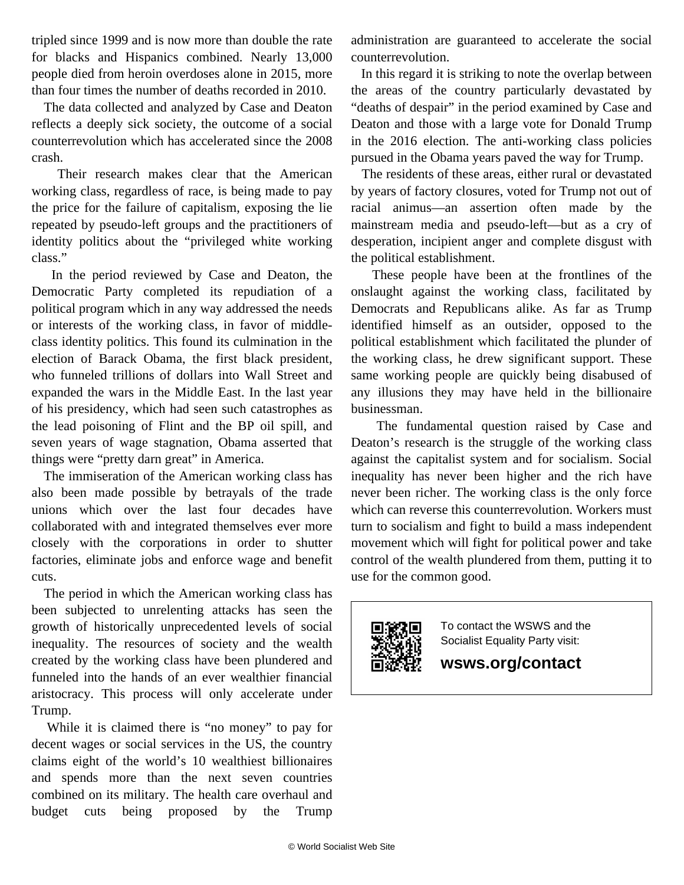tripled since 1999 and is now more than double the rate for blacks and Hispanics combined. Nearly 13,000 people died from heroin overdoses alone in 2015, more than four times the number of deaths recorded in 2010.

The data collected and analyzed by Case and Deaton reflects a deeply sick society, the outcome of a social counterrevolution which has accelerated since the 2008 crash.

Their research makes clear that the American working class, regardless of race, is being made to pay the price for the failure of capitalism, exposing the lie repeated by pseudo-left groups and the practitioners of identity politics about the "privileged white working class."

In the period reviewed by Case and Deaton, the Democratic Party completed its repudiation of a political program which in any way addressed the needs or interests of the working class, in favor of middle-class identity politics. This found its culmination in the election of Barack Obama, the first black president, who funneled trillions of dollars into Wall Street and expanded the wars in the Middle East. In the last year of his presidency, which had seen such catastrophes as the lead poisoning of Flint and the BP oil spill, and seven years of wage stagnation, Obama asserted that things were "pretty darn great" in America.

The immiseration of the American working class has also been made possible by betrayals of the trade unions which over the last four decades have collaborated with and integrated themselves ever more closely with the corporations in order to shutter factories, eliminate jobs and enforce wage and benefit cuts.

The period in which the American working class has been subjected to unrelenting attacks has seen the growth of historically unprecedented levels of social inequality. The resources of society and the wealth created by the working class have been plundered and funneled into the hands of an ever wealthier financial aristocracy. This process will only accelerate under Trump.

While it is claimed there is "no money" to pay for decent wages or social services in the US, the country claims eight of the world's 10 wealthiest billionaires and spends more than the next seven countries combined on its military. The health care overhaul and budget cuts being proposed by the Trump administration are guaranteed to accelerate the social counterrevolution.

In this regard it is striking to note the overlap between the areas of the country particularly devastated by "deaths of despair" in the period examined by Case and Deaton and those with a large vote for Donald Trump in the 2016 election. The anti-working class policies pursued in the Obama years paved the way for Trump.

The residents of these areas, either rural or devastated by years of factory closures, voted for Trump not out of racial animus—an assertion often made by the mainstream media and pseudo-left—but as a cry of desperation, incipient anger and complete disgust with the political establishment.

These people have been at the frontlines of the onslaught against the working class, facilitated by Democrats and Republicans alike. As far as Trump identified himself as an outsider, opposed to the political establishment which facilitated the plunder of the working class, he drew significant support. These same working people are quickly being disabused of any illusions they may have held in the billionaire businessman.

The fundamental question raised by Case and Deaton's research is the struggle of the working class against the capitalist system and for socialism. Social inequality has never been higher and the rich have never been richer. The working class is the only force which can reverse this counterrevolution. Workers must turn to socialism and fight to build a mass independent movement which will fight for political power and take control of the wealth plundered from them, putting it to use for the common good.

To contact the WSWS and the Socialist Equality Party visit:

**wsws.org/contact**